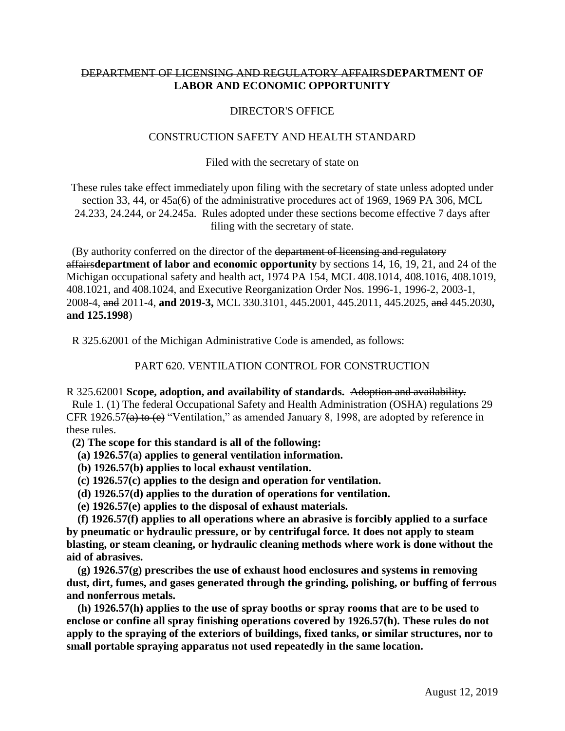~~DEPARTMENT OF LICENSING AND REGULATORY AFFAIRS~~**DEPARTMENT OF LABOR AND ECONOMIC OPPORTUNITY**

DIRECTOR'S OFFICE

CONSTRUCTION SAFETY AND HEALTH STANDARD

Filed with the secretary of state on

These rules take effect immediately upon filing with the secretary of state unless adopted under section 33, 44, or 45a(6) of the administrative procedures act of 1969, 1969 PA 306, MCL 24.233, 24.244, or 24.245a. Rules adopted under these sections become effective 7 days after filing with the secretary of state.

(By authority conferred on the director of the ~~department of licensing and regulatory affairs~~**department of labor and economic opportunity** by sections 14, 16, 19, 21, and 24 of the Michigan occupational safety and health act, 1974 PA 154, MCL 408.1014, 408.1016, 408.1019, 408.1021, and 408.1024, and Executive Reorganization Order Nos. 1996-1, 1996-2, 2003-1, 2008-4, ~~and~~ 2011-4, **and 2019-3,** MCL 330.3101, 445.2001, 445.2011, 445.2025, ~~and~~ 445.2030**, and 125.1998**)

R 325.62001 of the Michigan Administrative Code is amended, as follows:

PART 620. VENTILATION CONTROL FOR CONSTRUCTION

R 325.62001 **Scope, adoption, and availability of standards.** ~~Adoption and availability.~~

Rule 1. (1) The federal Occupational Safety and Health Administration (OSHA) regulations 29 CFR 1926.57~~(a) to (e)~~ "Ventilation," as amended January 8, 1998, are adopted by reference in these rules.

**(2) The scope for this standard is all of the following:**

**(a) 1926.57(a) applies to general ventilation information.**

**(b) 1926.57(b) applies to local exhaust ventilation.**

**(c) 1926.57(c) applies to the design and operation for ventilation.**

**(d) 1926.57(d) applies to the duration of operations for ventilation.**

**(e) 1926.57(e) applies to the disposal of exhaust materials.**

**(f) 1926.57(f) applies to all operations where an abrasive is forcibly applied to a surface by pneumatic or hydraulic pressure, or by centrifugal force. It does not apply to steam blasting, or steam cleaning, or hydraulic cleaning methods where work is done without the aid of abrasives.**

**(g) 1926.57(g) prescribes the use of exhaust hood enclosures and systems in removing dust, dirt, fumes, and gases generated through the grinding, polishing, or buffing of ferrous and nonferrous metals.**

**(h) 1926.57(h) applies to the use of spray booths or spray rooms that are to be used to enclose or confine all spray finishing operations covered by 1926.57(h). These rules do not apply to the spraying of the exteriors of buildings, fixed tanks, or similar structures, nor to small portable spraying apparatus not used repeatedly in the same location.**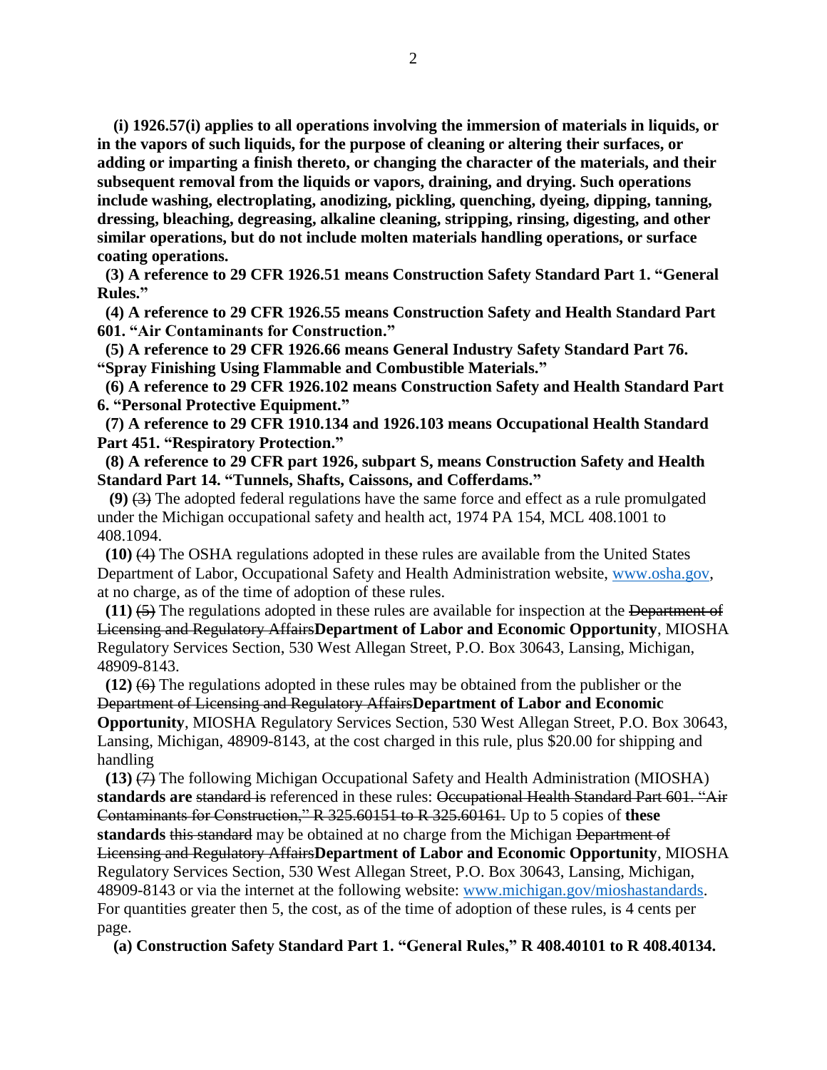**(i) 1926.57(i) applies to all operations involving the immersion of materials in liquids, or in the vapors of such liquids, for the purpose of cleaning or altering their surfaces, or adding or imparting a finish thereto, or changing the character of the materials, and their subsequent removal from the liquids or vapors, draining, and drying. Such operations include washing, electroplating, anodizing, pickling, quenching, dyeing, dipping, tanning, dressing, bleaching, degreasing, alkaline cleaning, stripping, rinsing, digesting, and other similar operations, but do not include molten materials handling operations, or surface coating operations.**

**(3) A reference to 29 CFR 1926.51 means Construction Safety Standard Part 1. "General Rules."**

**(4) A reference to 29 CFR 1926.55 means Construction Safety and Health Standard Part 601. "Air Contaminants for Construction."**

**(5) A reference to 29 CFR 1926.66 means General Industry Safety Standard Part 76. "Spray Finishing Using Flammable and Combustible Materials."**

**(6) A reference to 29 CFR 1926.102 means Construction Safety and Health Standard Part 6. "Personal Protective Equipment."**

**(7) A reference to 29 CFR 1910.134 and 1926.103 means Occupational Health Standard Part 451. "Respiratory Protection."**

**(8) A reference to 29 CFR part 1926, subpart S, means Construction Safety and Health Standard Part 14. "Tunnels, Shafts, Caissons, and Cofferdams."**

**(9)** ~~(3)~~ The adopted federal regulations have the same force and effect as a rule promulgated under the Michigan occupational safety and health act, 1974 PA 154, MCL 408.1001 to 408.1094.

**(10)** ~~(4)~~ The OSHA regulations adopted in these rules are available from the United States Department of Labor, Occupational Safety and Health Administration website, www.osha.gov, at no charge, as of the time of adoption of these rules.

**(11)** ~~(5)~~ The regulations adopted in these rules are available for inspection at the ~~Department of Licensing and Regulatory Affairs~~**Department of Labor and Economic Opportunity**, MIOSHA Regulatory Services Section, 530 West Allegan Street, P.O. Box 30643, Lansing, Michigan, 48909-8143.

**(12)** ~~(6)~~ The regulations adopted in these rules may be obtained from the publisher or the ~~Department of Licensing and Regulatory Affairs~~**Department of Labor and Economic Opportunity**, MIOSHA Regulatory Services Section, 530 West Allegan Street, P.O. Box 30643, Lansing, Michigan, 48909-8143, at the cost charged in this rule, plus $20.00 for shipping and handling

**(13)** ~~(7)~~ The following Michigan Occupational Safety and Health Administration (MIOSHA) **standards are** ~~standard is~~ referenced in these rules: ~~Occupational Health Standard Part 601. "Air Contaminants for Construction," R 325.60151 to R 325.60161.~~ Up to 5 copies of **these standards** ~~this standard~~ may be obtained at no charge from the Michigan ~~Department of Licensing and Regulatory Affairs~~**Department of Labor and Economic Opportunity**, MIOSHA Regulatory Services Section, 530 West Allegan Street, P.O. Box 30643, Lansing, Michigan, 48909-8143 or via the internet at the following website: www.michigan.gov/mioshastandards. For quantities greater then 5, the cost, as of the time of adoption of these rules, is 4 cents per page.

**(a) Construction Safety Standard Part 1. "General Rules," R 408.40101 to R 408.40134.**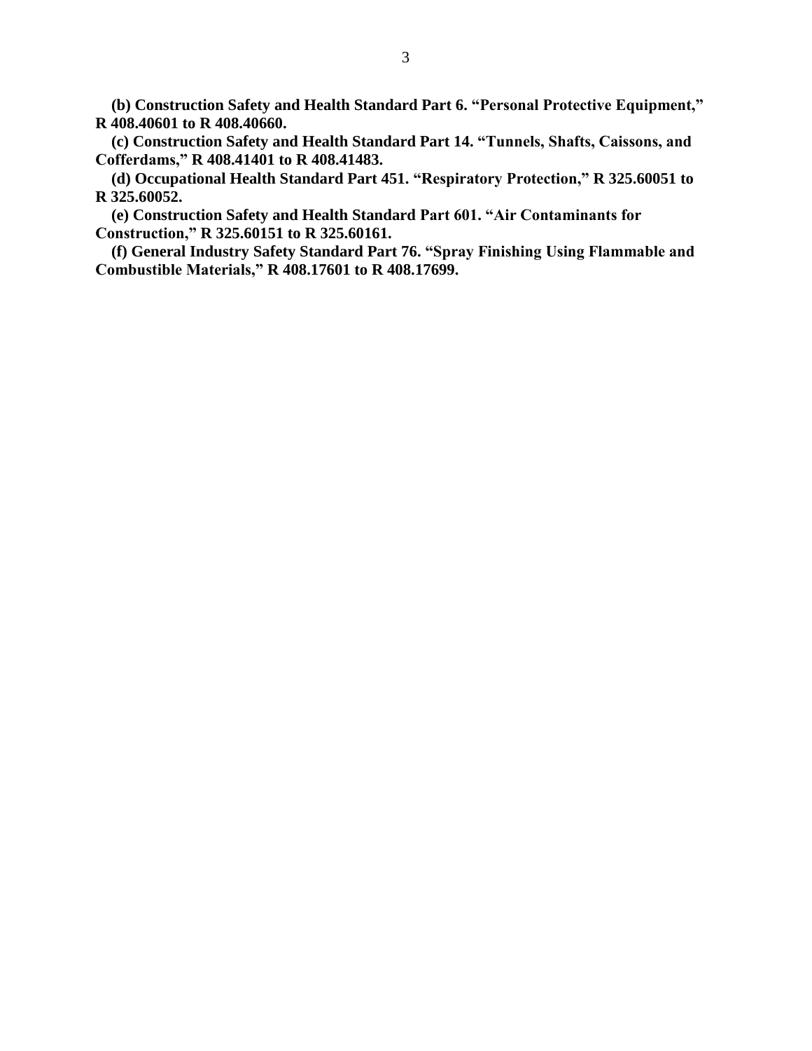**(b) Construction Safety and Health Standard Part 6. "Personal Protective Equipment," R 408.40601 to R 408.40660.**

**(c) Construction Safety and Health Standard Part 14. "Tunnels, Shafts, Caissons, and Cofferdams," R 408.41401 to R 408.41483.**

**(d) Occupational Health Standard Part 451. "Respiratory Protection," R 325.60051 to R 325.60052.**

**(e) Construction Safety and Health Standard Part 601. "Air Contaminants for Construction," R 325.60151 to R 325.60161.**

**(f) General Industry Safety Standard Part 76. "Spray Finishing Using Flammable and Combustible Materials," R 408.17601 to R 408.17699.**